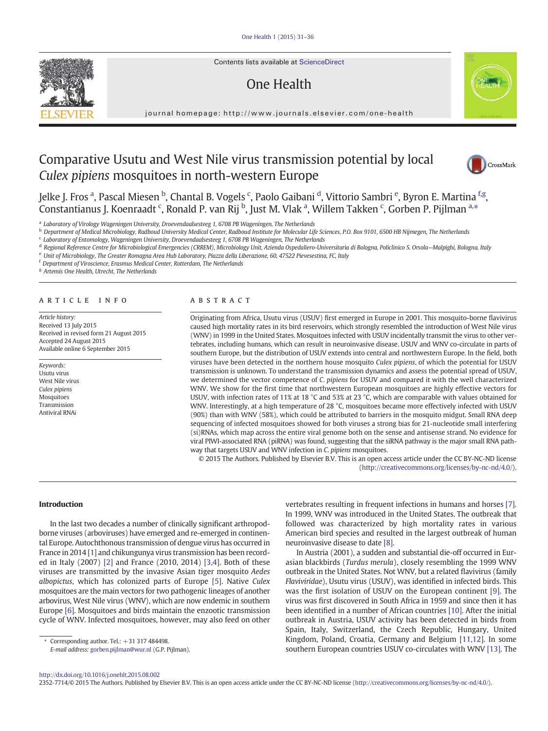# Comparative Usutu and West Nile virus transmission potential by local *Culex pipiens* mosquitoes in north-western Europe

Jelke J. Fros [a], Pascal Miesen [b], Chantal B. Vogels [c], Paolo Gaibani [d], Vittorio Sambri [e], Byron E. Martina [f,g], Constantianus J. Koenraadt [c], Ronald P. van Rij [b], Just M. Vlak [a], Willem Takken [c], Gorben P. Pijlman [a,*]

[a] Laboratory of Virology Wageningen University, Droevendaalsesteeg 1, 6708 PB Wageningen, The Netherlands
[b] Department of Medical Microbiology, Radboud University Medical Center, Radboud Institute for Molecular Life Sciences, P.O. Box 9101, 6500 HB Nijmegen, The Netherlands
[c] Laboratory of Entomology, Wageningen University, Droevendaalsesteeg 1, 6708 PB Wageningen, The Netherlands
[d] Regional Reference Centre for Microbiological Emergencies (CRREM), Microbiology Unit, Azienda Ospedaliero-Universitaria di Bologna, Policlinico S. Orsola—Malpighi, Bologna, Italy
[e] Unit of Microbiology, The Greater Romagna Area Hub Laboratory, Piazza della Liberazione, 60, 47522 Pievesestina, FC, Italy
[f] Department of Viroscience, Erasmus Medical Center, Rotterdam, The Netherlands
[g] Artemis One Health, Utrecht, The Netherlands

## ARTICLE INFO

*Article history:*
Received 13 July 2015
Received in revised form 21 August 2015
Accepted 24 August 2015
Available online 6 September 2015

*Keywords:*
Usutu virus
West Nile virus
*Culex pipiens*
Mosquitoes
Transmission
Antiviral RNAi

## ABSTRACT

Originating from Africa, Usutu virus (USUV) first emerged in Europe in 2001. This mosquito-borne flavivirus caused high mortality rates in its bird reservoirs, which strongly resembled the introduction of West Nile virus (WNV) in 1999 in the United States. Mosquitoes infected with USUV incidentally transmit the virus to other vertebrates, including humans, which can result in neuroinvasive disease. USUV and WNV co-circulate in parts of southern Europe, but the distribution of USUV extends into central and northwestern Europe. In the field, both viruses have been detected in the northern house mosquito *Culex pipiens*, of which the potential for USUV transmission is unknown. To understand the transmission dynamics and assess the potential spread of USUV, we determined the vector competence of *C. pipiens* for USUV and compared it with the well characterized WNV. We show for the first time that northwestern European mosquitoes are highly effective vectors for USUV, with infection rates of 11% at 18 °C and 53% at 23 °C, which are comparable with values obtained for WNV. Interestingly, at a high temperature of 28 °C, mosquitoes became more effectively infected with USUV (90%) than with WNV (58%), which could be attributed to barriers in the mosquito midgut. Small RNA deep sequencing of infected mosquitoes showed for both viruses a strong bias for 21-nucleotide small interfering (si)RNAs, which map across the entire viral genome both on the sense and antisense strand. No evidence for viral PIWI-associated RNA (piRNA) was found, suggesting that the siRNA pathway is the major small RNA pathway that targets USUV and WNV infection in *C. pipiens* mosquitoes.

© 2015 The Authors. Published by Elsevier B.V. This is an open access article under the CC BY-NC-ND license (http://creativecommons.org/licenses/by-nc-nd/4.0/).

## Introduction

In the last two decades a number of clinically significant arthropod-borne viruses (arboviruses) have emerged and re-emerged in continental Europe. Autochthonous transmission of dengue virus has occurred in France in 2014 [1] and chikungunya virus transmission has been recorded in Italy (2007) [2] and France (2010, 2014) [3,4]. Both of these viruses are transmitted by the invasive Asian tiger mosquito *Aedes albopictus*, which has colonized parts of Europe [5]. Native *Culex* mosquitoes are the main vectors for two pathogenic lineages of another arbovirus, West Nile virus (WNV), which are now endemic in southern Europe [6]. Mosquitoes and birds maintain the enzootic transmission cycle of WNV. Infected mosquitoes, however, may also feed on other vertebrates resulting in frequent infections in humans and horses [7]. In 1999, WNV was introduced in the United States. The outbreak that followed was characterized by high mortality rates in various American bird species and resulted in the largest outbreak of human neuroinvasive disease to date [8].

In Austria (2001), a sudden and substantial die-off occurred in Eurasian blackbirds (*Turdus merula*), closely resembling the 1999 WNV outbreak in the United States. Not WNV, but a related flavivirus (family *Flaviviridae*), Usutu virus (USUV), was identified in infected birds. This was the first isolation of USUV on the European continent [9]. The virus was first discovered in South Africa in 1959 and since then it has been identified in a number of African countries [10]. After the initial outbreak in Austria, USUV activity has been detected in birds from Spain, Italy, Switzerland, the Czech Republic, Hungary, United Kingdom, Poland, Croatia, Germany and Belgium [11,12]. In some southern European countries USUV co-circulates with WNV [13]. The

\* Corresponding author. Tel.: +31 317 484498.
*E-mail address:* gorben.pijlman@wur.nl (G.P. Pijlman).

http://dx.doi.org/10.1016/j.onehlt.2015.08.002
2352-7714/© 2015 The Authors. Published by Elsevier B.V. This is an open access article under the CC BY-NC-ND license (http://creativecommons.org/licenses/by-nc-nd/4.0/).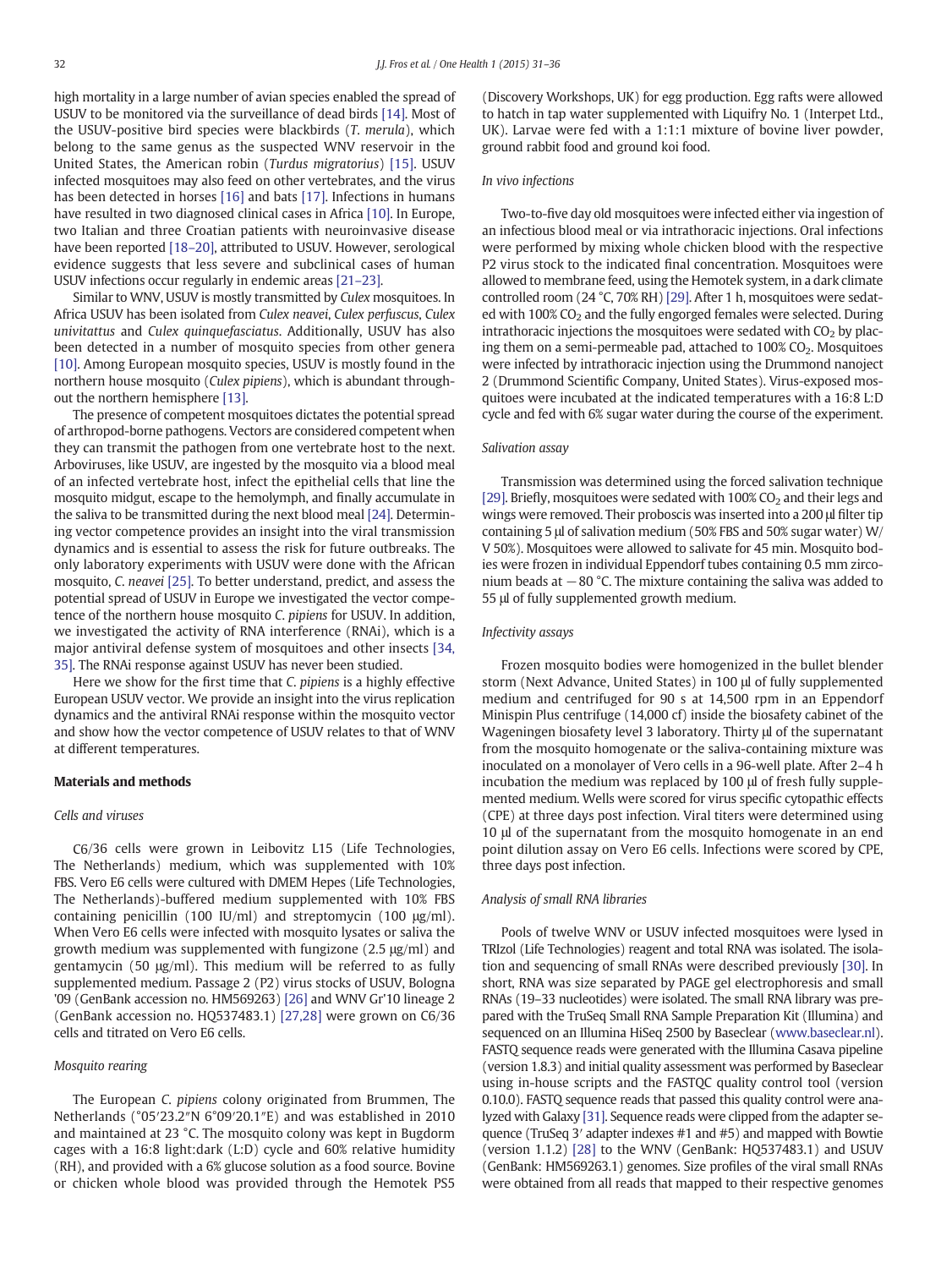high mortality in a large number of avian species enabled the spread of USUV to be monitored via the surveillance of dead birds [14]. Most of the USUV-positive bird species were blackbirds (*T. merula*), which belong to the same genus as the suspected WNV reservoir in the United States, the American robin (*Turdus migratorius*) [15]. USUV infected mosquitoes may also feed on other vertebrates, and the virus has been detected in horses [16] and bats [17]. Infections in humans have resulted in two diagnosed clinical cases in Africa [10]. In Europe, two Italian and three Croatian patients with neuroinvasive disease have been reported [18–20], attributed to USUV. However, serological evidence suggests that less severe and subclinical cases of human USUV infections occur regularly in endemic areas [21–23].

Similar to WNV, USUV is mostly transmitted by *Culex* mosquitoes. In Africa USUV has been isolated from *Culex neavei*, *Culex perfuscus*, *Culex univitattus* and *Culex quinquefasciatus*. Additionally, USUV has also been detected in a number of mosquito species from other genera [10]. Among European mosquito species, USUV is mostly found in the northern house mosquito (*Culex pipiens*), which is abundant throughout the northern hemisphere [13].

The presence of competent mosquitoes dictates the potential spread of arthropod-borne pathogens. Vectors are considered competent when they can transmit the pathogen from one vertebrate host to the next. Arboviruses, like USUV, are ingested by the mosquito via a blood meal of an infected vertebrate host, infect the epithelial cells that line the mosquito midgut, escape to the hemolymph, and finally accumulate in the saliva to be transmitted during the next blood meal [24]. Determining vector competence provides an insight into the viral transmission dynamics and is essential to assess the risk for future outbreaks. The only laboratory experiments with USUV were done with the African mosquito, *C. neavei* [25]. To better understand, predict, and assess the potential spread of USUV in Europe we investigated the vector competence of the northern house mosquito *C. pipiens* for USUV. In addition, we investigated the activity of RNA interference (RNAi), which is a major antiviral defense system of mosquitoes and other insects [34, 35]. The RNAi response against USUV has never been studied.

Here we show for the first time that *C. pipiens* is a highly effective European USUV vector. We provide an insight into the virus replication dynamics and the antiviral RNAi response within the mosquito vector and show how the vector competence of USUV relates to that of WNV at different temperatures.

## Materials and methods

### Cells and viruses

C6/36 cells were grown in Leibovitz L15 (Life Technologies, The Netherlands) medium, which was supplemented with 10% FBS. Vero E6 cells were cultured with DMEM Hepes (Life Technologies, The Netherlands)-buffered medium supplemented with 10% FBS containing penicillin (100 IU/ml) and streptomycin (100 μg/ml). When Vero E6 cells were infected with mosquito lysates or saliva the growth medium was supplemented with fungizone (2.5 μg/ml) and gentamycin (50 μg/ml). This medium will be referred to as fully supplemented medium. Passage 2 (P2) virus stocks of USUV, Bologna '09 (GenBank accession no. HM569263) [26] and WNV Gr'10 lineage 2 (GenBank accession no. HQ537483.1) [27,28] were grown on C6/36 cells and titrated on Vero E6 cells.

### Mosquito rearing

The European *C. pipiens* colony originated from Brummen, The Netherlands (°05′23.2″N 6°09′20.1″E) and was established in 2010 and maintained at 23 °C. The mosquito colony was kept in Bugdorm cages with a 16:8 light:dark (L:D) cycle and 60% relative humidity (RH), and provided with a 6% glucose solution as a food source. Bovine or chicken whole blood was provided through the Hemotek PS5 (Discovery Workshops, UK) for egg production. Egg rafts were allowed to hatch in tap water supplemented with Liquifry No. 1 (Interpet Ltd., UK). Larvae were fed with a 1:1:1 mixture of bovine liver powder, ground rabbit food and ground koi food.

### In vivo infections

Two-to-five day old mosquitoes were infected either via ingestion of an infectious blood meal or via intrathoracic injections. Oral infections were performed by mixing whole chicken blood with the respective P2 virus stock to the indicated final concentration. Mosquitoes were allowed to membrane feed, using the Hemotek system, in a dark climate controlled room (24 °C, 70% RH) [29]. After 1 h, mosquitoes were sedated with 100% $CO_2$ and the fully engorged females were selected. During intrathoracic injections the mosquitoes were sedated with $CO_2$ by placing them on a semi-permeable pad, attached to 100% $CO_2$. Mosquitoes were infected by intrathoracic injection using the Drummond nanoject 2 (Drummond Scientific Company, United States). Virus-exposed mosquitoes were incubated at the indicated temperatures with a 16:8 L:D cycle and fed with 6% sugar water during the course of the experiment.

### Salivation assay

Transmission was determined using the forced salivation technique [29]. Briefly, mosquitoes were sedated with 100% $CO_2$ and their legs and wings were removed. Their proboscis was inserted into a 200 μl filter tip containing 5 μl of salivation medium (50% FBS and 50% sugar water) W/V 50%). Mosquitoes were allowed to salivate for 45 min. Mosquito bodies were frozen in individual Eppendorf tubes containing 0.5 mm zirconium beads at −80 °C. The mixture containing the saliva was added to 55 μl of fully supplemented growth medium.

### Infectivity assays

Frozen mosquito bodies were homogenized in the bullet blender storm (Next Advance, United States) in 100 μl of fully supplemented medium and centrifuged for 90 s at 14,500 rpm in an Eppendorf Minispin Plus centrifuge (14,000 cf) inside the biosafety cabinet of the Wageningen biosafety level 3 laboratory. Thirty μl of the supernatant from the mosquito homogenate or the saliva-containing mixture was inoculated on a monolayer of Vero cells in a 96-well plate. After 2–4 h incubation the medium was replaced by 100 μl of fresh fully supplemented medium. Wells were scored for virus specific cytopathic effects (CPE) at three days post infection. Viral titers were determined using 10 μl of the supernatant from the mosquito homogenate in an end point dilution assay on Vero E6 cells. Infections were scored by CPE, three days post infection.

### Analysis of small RNA libraries

Pools of twelve WNV or USUV infected mosquitoes were lysed in TRIzol (Life Technologies) reagent and total RNA was isolated. The isolation and sequencing of small RNAs were described previously [30]. In short, RNA was size separated by PAGE gel electrophoresis and small RNAs (19–33 nucleotides) were isolated. The small RNA library was prepared with the TruSeq Small RNA Sample Preparation Kit (Illumina) and sequenced on an Illumina HiSeq 2500 by Baseclear (www.baseclear.nl). FASTQ sequence reads were generated with the Illumina Casava pipeline (version 1.8.3) and initial quality assessment was performed by Baseclear using in-house scripts and the FASTQC quality control tool (version 0.10.0). FASTQ sequence reads that passed this quality control were analyzed with Galaxy [31]. Sequence reads were clipped from the adapter sequence (TruSeq 3′ adapter indexes #1 and #5) and mapped with Bowtie (version 1.1.2) [28] to the WNV (GenBank: HQ537483.1) and USUV (GenBank: HM569263.1) genomes. Size profiles of the viral small RNAs were obtained from all reads that mapped to their respective genomes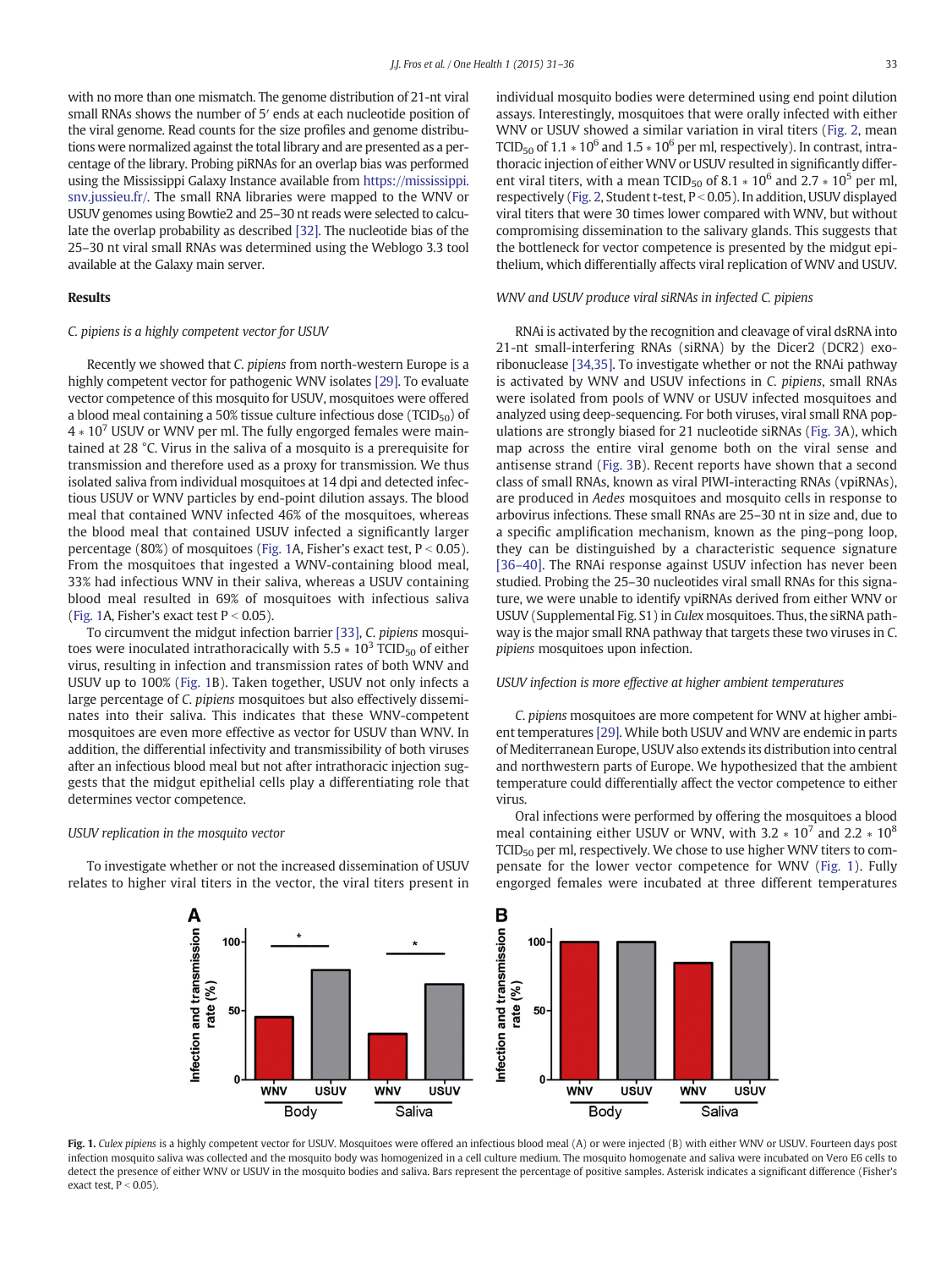with no more than one mismatch. The genome distribution of 21-nt viral small RNAs shows the number of 5′ ends at each nucleotide position of the viral genome. Read counts for the size profiles and genome distributions were normalized against the total library and are presented as a percentage of the library. Probing piRNAs for an overlap bias was performed using the Mississippi Galaxy Instance available from https://mississippi.snv.jussieu.fr/. The small RNA libraries were mapped to the WNV or USUV genomes using Bowtie2 and 25–30 nt reads were selected to calculate the overlap probability as described [32]. The nucleotide bias of the 25–30 nt viral small RNAs was determined using the Weblogo 3.3 tool available at the Galaxy main server.

## Results

### *C. pipiens* is a highly competent vector for USUV

Recently we showed that *C. pipiens* from north-western Europe is a highly competent vector for pathogenic WNV isolates [29]. To evaluate vector competence of this mosquito for USUV, mosquitoes were offered a blood meal containing a 50% tissue culture infectious dose ($TCID_{50}$) of $4 * 10^7$ USUV or WNV per ml. The fully engorged females were maintained at 28 °C. Virus in the saliva of a mosquito is a prerequisite for transmission and therefore used as a proxy for transmission. We thus isolated saliva from individual mosquitoes at 14 dpi and detected infectious USUV or WNV particles by end-point dilution assays. The blood meal that contained WNV infected 46% of the mosquitoes, whereas the blood meal that contained USUV infected a significantly larger percentage (80%) of mosquitoes (Fig. 1A, Fisher's exact test, $P < 0.05$). From the mosquitoes that ingested a WNV-containing blood meal, 33% had infectious WNV in their saliva, whereas a USUV containing blood meal resulted in 69% of mosquitoes with infectious saliva (Fig. 1A, Fisher's exact test $P < 0.05$).

To circumvent the midgut infection barrier [33], *C. pipiens* mosquitoes were inoculated intrathoracically with $5.5 * 10^3$ $TCID_{50}$ of either virus, resulting in infection and transmission rates of both WNV and USUV up to 100% (Fig. 1B). Taken together, USUV not only infects a large percentage of *C. pipiens* mosquitoes but also effectively disseminates into their saliva. This indicates that these WNV-competent mosquitoes are even more effective as vector for USUV than WNV. In addition, the differential infectivity and transmissibility of both viruses after an infectious blood meal but not after intrathoracic injection suggests that the midgut epithelial cells play a differentiating role that determines vector competence.

### USUV replication in the mosquito vector

To investigate whether or not the increased dissemination of USUV relates to higher viral titers in the vector, the viral titers present in individual mosquito bodies were determined using end point dilution assays. Interestingly, mosquitoes that were orally infected with either WNV or USUV showed a similar variation in viral titers (Fig. 2, mean $TCID_{50}$ of $1.1 * 10^6$ and $1.5 * 10^6$ per ml, respectively). In contrast, intrathoracic injection of either WNV or USUV resulted in significantly different viral titers, with a mean $TCID_{50}$ of $8.1 * 10^6$ and $2.7 * 10^5$ per ml, respectively (Fig. 2, Student t-test, $P < 0.05$). In addition, USUV displayed viral titers that were 30 times lower compared with WNV, but without compromising dissemination to the salivary glands. This suggests that the bottleneck for vector competence is presented by the midgut epithelium, which differentially affects viral replication of WNV and USUV.

### WNV and USUV produce viral siRNAs in infected *C. pipiens*

RNAi is activated by the recognition and cleavage of viral dsRNA into 21-nt small-interfering RNAs (siRNA) by the Dicer2 (DCR2) exoribonuclease [34,35]. To investigate whether or not the RNAi pathway is activated by WNV and USUV infections in *C. pipiens*, small RNAs were isolated from pools of WNV or USUV infected mosquitoes and analyzed using deep-sequencing. For both viruses, viral small RNA populations are strongly biased for 21 nucleotide siRNAs (Fig. 3A), which map across the entire viral genome both on the viral sense and antisense strand (Fig. 3B). Recent reports have shown that a second class of small RNAs, known as viral PIWI-interacting RNAs (vpiRNAs), are produced in *Aedes* mosquitoes and mosquito cells in response to arbovirus infections. These small RNAs are 25–30 nt in size and, due to a specific amplification mechanism, known as the ping–pong loop, they can be distinguished by a characteristic sequence signature [36–40]. The RNAi response against USUV infection has never been studied. Probing the 25–30 nucleotides viral small RNAs for this signature, we were unable to identify vpiRNAs derived from either WNV or USUV (Supplemental Fig. S1) in *Culex* mosquitoes. Thus, the siRNA pathway is the major small RNA pathway that targets these two viruses in *C. pipiens* mosquitoes upon infection.

### USUV infection is more effective at higher ambient temperatures

*C. pipiens* mosquitoes are more competent for WNV at higher ambient temperatures [29]. While both USUV and WNV are endemic in parts of Mediterranean Europe, USUV also extends its distribution into central and northwestern parts of Europe. We hypothesized that the ambient temperature could differentially affect the vector competence to either virus.

Oral infections were performed by offering the mosquitoes a blood meal containing either USUV or WNV, with $3.2 * 10^7$ and $2.2 * 10^8$ $TCID_{50}$ per ml, respectively. We chose to use higher WNV titers to compensate for the lower vector competence for WNV (Fig. 1). Fully engorged females were incubated at three different temperatures

**Fig. 1.** *Culex pipiens* is a highly competent vector for USUV. Mosquitoes were offered an infectious blood meal (A) or were injected (B) with either WNV or USUV. Fourteen days post infection mosquito saliva was collected and the mosquito body was homogenized in a cell culture medium. The mosquito homogenate and saliva were incubated on Vero E6 cells to detect the presence of either WNV or USUV in the mosquito bodies and saliva. Bars represent the percentage of positive samples. Asterisk indicates a significant difference (Fisher's exact test, $P < 0.05$).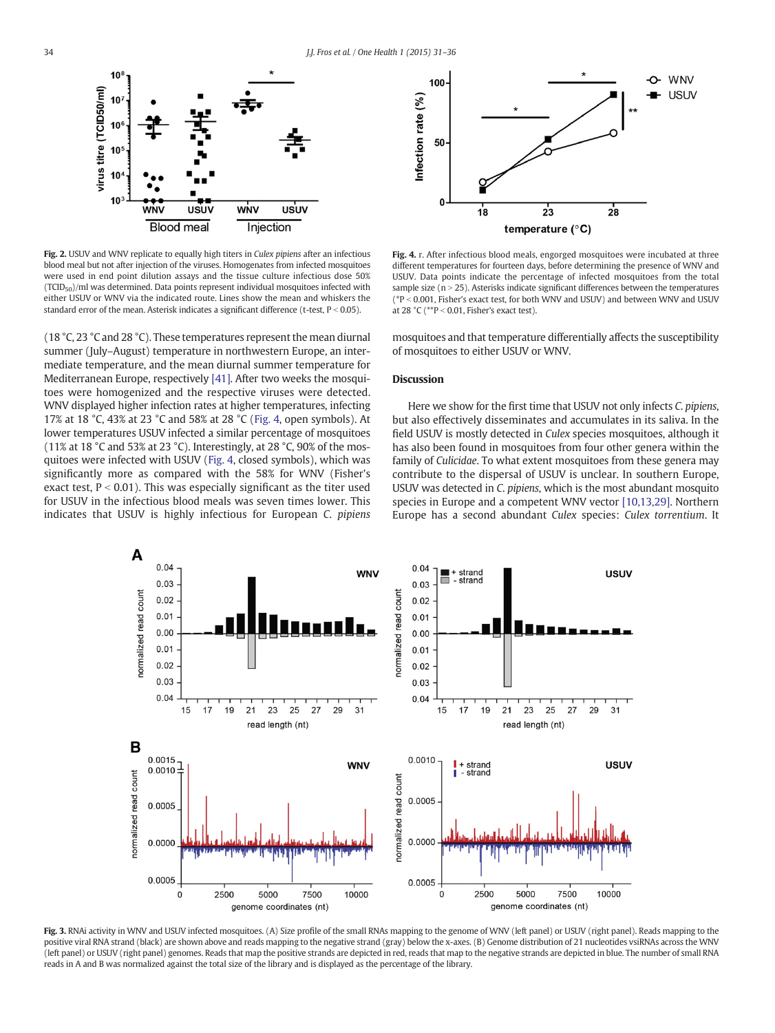Fig. 2. USUV and WNV replicate to equally high titers in *Culex pipiens* after an infectious blood meal but not after injection of the viruses. Homogenates from infected mosquitoes were used in end point dilution assays and the tissue culture infectious dose 50% ($TCID_{50}$)/ml was determined. Data points represent individual mosquitoes infected with either USUV or WNV via the indicated route. Lines show the mean and whiskers the standard error of the mean. Asterisk indicates a significant difference (t-test, $P < 0.05$).

Fig. 4. r. After infectious blood meals, engorged mosquitoes were incubated at three different temperatures for fourteen days, before determining the presence of WNV and USUV. Data points indicate the percentage of infected mosquitoes from the total sample size ($n > 25$). Asterisks indicate significant differences between the temperatures (*$P < 0.001$, Fisher's exact test, for both WNV and USUV) and between WNV and USUV at 28 °C (**$P < 0.01$, Fisher's exact test).

(18 °C, 23 °C and 28 °C). These temperatures represent the mean diurnal summer (July–August) temperature in northwestern Europe, an intermediate temperature, and the mean diurnal summer temperature for Mediterranean Europe, respectively [41]. After two weeks the mosquitoes were homogenized and the respective viruses were detected. WNV displayed higher infection rates at higher temperatures, infecting 17% at 18 °C, 43% at 23 °C and 58% at 28 °C (Fig. 4, open symbols). At lower temperatures USUV infected a similar percentage of mosquitoes (11% at 18 °C and 53% at 23 °C). Interestingly, at 28 °C, 90% of the mosquitoes were infected with USUV (Fig. 4, closed symbols), which was significantly more as compared with the 58% for WNV (Fisher's exact test, $P < 0.01$). This was especially significant as the titer used for USUV in the infectious blood meals was seven times lower. This indicates that USUV is highly infectious for European *C. pipiens* mosquitoes and that temperature differentially affects the susceptibility of mosquitoes to either USUV or WNV.

## Discussion

Here we show for the first time that USUV not only infects *C. pipiens*, but also effectively disseminates and accumulates in its saliva. In the field USUV is mostly detected in *Culex* species mosquitoes, although it has also been found in mosquitoes from four other genera within the family of *Culicidae*. To what extent mosquitoes from these genera may contribute to the dispersal of USUV is unclear. In southern Europe, USUV was detected in *C. pipiens*, which is the most abundant mosquito species in Europe and a competent WNV vector [10,13,29]. Northern Europe has a second abundant *Culex* species: *Culex torrentium*. It

Fig. 3. RNAi activity in WNV and USUV infected mosquitoes. (A) Size profile of the small RNAs mapping to the genome of WNV (left panel) or USUV (right panel). Reads mapping to the positive viral RNA strand (black) are shown above and reads mapping to the negative strand (gray) below the x-axes. (B) Genome distribution of 21 nucleotides vsiRNAs across the WNV (left panel) or USUV (right panel) genomes. Reads that map the positive strands are depicted in red, reads that map to the negative strands are depicted in blue. The number of small RNA reads in A and B was normalized against the total size of the library and is displayed as the percentage of the library.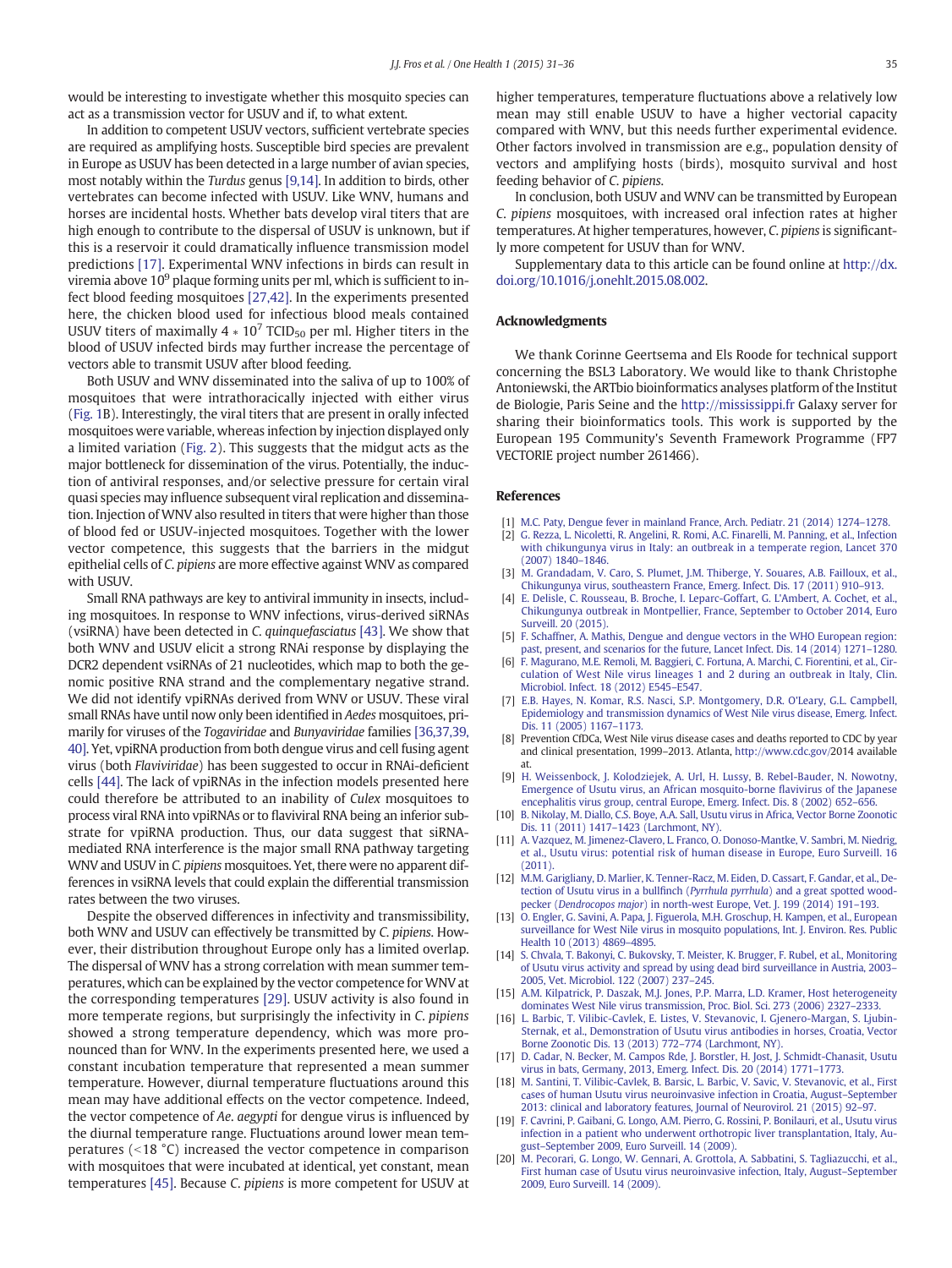would be interesting to investigate whether this mosquito species can act as a transmission vector for USUV and if, to what extent.

In addition to competent USUV vectors, sufficient vertebrate species are required as amplifying hosts. Susceptible bird species are prevalent in Europe as USUV has been detected in a large number of avian species, most notably within the *Turdus* genus [9,14]. In addition to birds, other vertebrates can become infected with USUV. Like WNV, humans and horses are incidental hosts. Whether bats develop viral titers that are high enough to contribute to the dispersal of USUV is unknown, but if this is a reservoir it could dramatically influence transmission model predictions [17]. Experimental WNV infections in birds can result in viremia above $10^9$ plaque forming units per ml, which is sufficient to infect blood feeding mosquitoes [27,42]. In the experiments presented here, the chicken blood used for infectious blood meals contained USUV titers of maximally $4 * 10^7$ $TCID_{50}$ per ml. Higher titers in the blood of USUV infected birds may further increase the percentage of vectors able to transmit USUV after blood feeding.

Both USUV and WNV disseminated into the saliva of up to 100% of mosquitoes that were intrathoracically injected with either virus (Fig. 1B). Interestingly, the viral titers that are present in orally infected mosquitoes were variable, whereas infection by injection displayed only a limited variation (Fig. 2). This suggests that the midgut acts as the major bottleneck for dissemination of the virus. Potentially, the induction of antiviral responses, and/or selective pressure for certain viral quasi species may influence subsequent viral replication and dissemination. Injection of WNV also resulted in titers that were higher than those of blood fed or USUV-injected mosquitoes. Together with the lower vector competence, this suggests that the barriers in the midgut epithelial cells of *C. pipiens* are more effective against WNV as compared with USUV.

Small RNA pathways are key to antiviral immunity in insects, including mosquitoes. In response to WNV infections, virus-derived siRNAs (vsiRNA) have been detected in *C. quinquefasciatus* [43]. We show that both WNV and USUV elicit a strong RNAi response by displaying the DCR2 dependent vsiRNAs of 21 nucleotides, which map to both the genomic positive RNA strand and the complementary negative strand. We did not identify vpiRNAs derived from WNV or USUV. These viral small RNAs have until now only been identified in *Aedes* mosquitoes, primarily for viruses of the *Togaviridae* and *Bunyaviridae* families [36,37,39,40]. Yet, vpiRNA production from both dengue virus and cell fusing agent virus (both *Flaviviridae*) has been suggested to occur in RNAi-deficient cells [44]. The lack of vpiRNAs in the infection models presented here could therefore be attributed to an inability of *Culex* mosquitoes to process viral RNA into vpiRNAs or to flaviviral RNA being an inferior substrate for vpiRNA production. Thus, our data suggest that siRNA-mediated RNA interference is the major small RNA pathway targeting WNV and USUV in *C. pipiens* mosquitoes. Yet, there were no apparent differences in vsiRNA levels that could explain the differential transmission rates between the two viruses.

Despite the observed differences in infectivity and transmissibility, both WNV and USUV can effectively be transmitted by *C. pipiens*. However, their distribution throughout Europe only has a limited overlap. The dispersal of WNV has a strong correlation with mean summer temperatures, which can be explained by the vector competence for WNV at the corresponding temperatures [29]. USUV activity is also found in more temperate regions, but surprisingly the infectivity in *C. pipiens* showed a strong temperature dependency, which was more pronounced than for WNV. In the experiments presented here, we used a constant incubation temperature that represented a mean summer temperature. However, diurnal temperature fluctuations around this mean may have additional effects on the vector competence. Indeed, the vector competence of *Ae. aegypti* for dengue virus is influenced by the diurnal temperature range. Fluctuations around lower mean temperatures (<18 °C) increased the vector competence in comparison with mosquitoes that were incubated at identical, yet constant, mean temperatures [45]. Because *C. pipiens* is more competent for USUV at higher temperatures, temperature fluctuations above a relatively low mean may still enable USUV to have a higher vectorial capacity compared with WNV, but this needs further experimental evidence. Other factors involved in transmission are e.g., population density of vectors and amplifying hosts (birds), mosquito survival and host feeding behavior of *C. pipiens*.

In conclusion, both USUV and WNV can be transmitted by European *C. pipiens* mosquitoes, with increased oral infection rates at higher temperatures. At higher temperatures, however, *C. pipiens* is significantly more competent for USUV than for WNV.

Supplementary data to this article can be found online at http://dx.doi.org/10.1016/j.onehlt.2015.08.002.

## Acknowledgments

We thank Corinne Geertsema and Els Roode for technical support concerning the BSL3 Laboratory. We would like to thank Christophe Antoniewski, the ARTbio bioinformatics analyses platform of the Institut de Biologie, Paris Seine and the http://mississippi.fr Galaxy server for sharing their bioinformatics tools. This work is supported by the European 195 Community's Seventh Framework Programme (FP7 VECTORIE project number 261466).

## References

[1] M.C. Paty, Dengue fever in mainland France, Arch. Pediatr. 21 (2014) 1274–1278.
[2] G. Rezza, L. Nicoletti, R. Angelini, R. Romi, A.C. Finarelli, M. Panning, et al., Infection with chikungunya virus in Italy: an outbreak in a temperate region, Lancet 370 (2007) 1840–1846.
[3] M. Grandadam, V. Caro, S. Plumet, J.M. Thiberge, Y. Souares, A.B. Failloux, et al., Chikungunya virus, southeastern France, Emerg. Infect. Dis. 17 (2011) 910–913.
[4] E. Delisle, C. Rousseau, B. Broche, I. Leparc-Goffart, G. L'Ambert, A. Cochet, et al., Chikungunya outbreak in Montpellier, France, September to October 2014, Euro Surveill. 20 (2015).
[5] F. Schaffner, A. Mathis, Dengue and dengue vectors in the WHO European region: past, present, and scenarios for the future, Lancet Infect. Dis. 14 (2014) 1271–1280.
[6] F. Magurano, M.E. Remoli, M. Baggieri, C. Fortuna, A. Marchi, C. Fiorentini, et al., Circulation of West Nile virus lineages 1 and 2 during an outbreak in Italy, Clin. Microbiol. Infect. 18 (2012) E545–E547.
[7] E.B. Hayes, N. Komar, R.S. Nasci, S.P. Montgomery, D.R. O'Leary, G.L. Campbell, Epidemiology and transmission dynamics of West Nile virus disease, Emerg. Infect. Dis. 11 (2005) 1167–1173.
[8] Prevention CfDCa, West Nile virus disease cases and deaths reported to CDC by year and clinical presentation, 1999–2013. Atlanta, http://www.cdc.gov/2014 available at.
[9] H. Weissenbock, J. Kolodziejek, A. Url, H. Lussy, B. Rebel-Bauder, N. Nowotny, Emergence of Usutu virus, an African mosquito-borne flavivirus of the Japanese encephalitis virus group, central Europe, Emerg. Infect. Dis. 8 (2002) 652–656.
[10] B. Nikolay, M. Diallo, C.S. Boye, A.A. Sall, Usutu virus in Africa, Vector Borne Zoonotic Dis. 11 (2011) 1417–1423 (Larchmont, NY).
[11] A. Vazquez, M. Jimenez-Clavero, L. Franco, O. Donoso-Mantke, V. Sambri, M. Niedrig, et al., Usutu virus: potential risk of human disease in Europe, Euro Surveill. 16 (2011).
[12] M.M. Garigliany, D. Marlier, K. Tenner-Racz, M. Eiden, D. Cassart, F. Gandar, et al., Detection of Usutu virus in a bullfinch (*Pyrrhula pyrrhula*) and a great spotted woodpecker (*Dendrocopos major*) in north-west Europe, Vet. J. 199 (2014) 191–193.
[13] O. Engler, G. Savini, A. Papa, J. Figuerola, M.H. Groschup, H. Kampen, et al., European surveillance for West Nile virus in mosquito populations, Int. J. Environ. Res. Public Health 10 (2013) 4869–4895.
[14] S. Chvala, T. Bakonyi, C. Bukovsky, T. Meister, K. Brugger, F. Rubel, et al., Monitoring of Usutu virus activity and spread by using dead bird surveillance in Austria, 2003–2005, Vet. Microbiol. 122 (2007) 237–245.
[15] A.M. Kilpatrick, P. Daszak, M.J. Jones, P.P. Marra, L.D. Kramer, Host heterogeneity dominates West Nile virus transmission, Proc. Biol. Sci. 273 (2006) 2327–2333.
[16] L. Barbic, T. Vilibic-Cavlek, E. Listes, V. Stevanovic, I. Gjenero-Margan, S. Ljubin-Sternak, et al., Demonstration of Usutu virus antibodies in horses, Croatia, Vector Borne Zoonotic Dis. 13 (2013) 772–774 (Larchmont, NY).
[17] D. Cadar, N. Becker, M. Campos Rde, J. Borstler, H. Jost, J. Schmidt-Chanasit, Usutu virus in bats, Germany, 2013, Emerg. Infect. Dis. 20 (2014) 1771–1773.
[18] M. Santini, T. Vilibic-Cavlek, B. Barsic, L. Barbic, V. Savic, V. Stevanovic, et al., First cases of human Usutu virus neuroinvasive infection in Croatia, August–September 2013: clinical and laboratory features, Journal of Neurovirol. 21 (2015) 92–97.
[19] F. Cavrini, P. Gaibani, G. Longo, A.M. Pierro, G. Rossini, P. Bonilauri, et al., Usutu virus infection in a patient who underwent orthotropic liver transplantation, Italy, August–September 2009, Euro Surveill. 14 (2009).
[20] M. Pecorari, G. Longo, W. Gennari, A. Grottola, A. Sabbatini, S. Tagliazucchi, et al., First human case of Usutu virus neuroinvasive infection, Italy, August–September 2009, Euro Surveill. 14 (2009).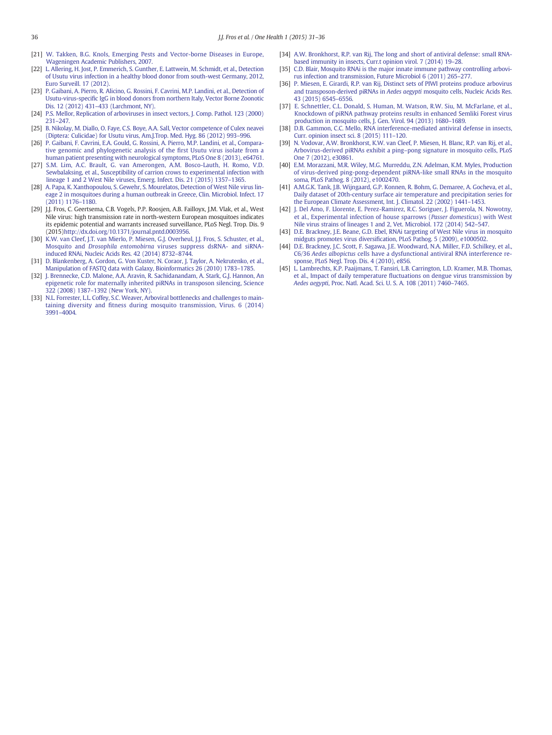[21] W. Takken, B.G. Knols, Emerging Pests and Vector-borne Diseases in Europe, Wageningen Academic Publishers, 2007.

[22] L. Allering, H. Jost, P. Emmerich, S. Gunther, E. Lattwein, M. Schmidt, et al., Detection of Usutu virus infection in a healthy blood donor from south-west Germany, 2012, Euro Surveill. 17 (2012).

[23] P. Gaibani, A. Pierro, R. Alicino, G. Rossini, F. Cavrini, M.P. Landini, et al., Detection of Usutu-virus-specific IgG in blood donors from northern Italy, Vector Borne Zoonotic Dis. 12 (2012) 431–433 (Larchmont, NY).

[24] P.S. Mellor, Replication of arboviruses in insect vectors, J. Comp. Pathol. 123 (2000) 231–247.

[25] B. Nikolay, M. Diallo, O. Faye, C.S. Boye, A.A. Sall, Vector competence of Culex neavei (Diptera: Culicidae) for Usutu virus, Am.J.Trop. Med. Hyg. 86 (2012) 993–996.

[26] P. Gaibani, F. Cavrini, E.A. Gould, G. Rossini, A. Pierro, M.P. Landini, et al., Comparative genomic and phylogenetic analysis of the first Usutu virus isolate from a human patient presenting with neurological symptoms, PLoS One 8 (2013), e64761.

[27] S.M. Lim, A.C. Brault, G. van Amerongen, A.M. Bosco-Lauth, H. Romo, V.D. Sewbalaksing, et al., Susceptibility of carrion crows to experimental infection with lineage 1 and 2 West Nile viruses, Emerg. Infect. Dis. 21 (2015) 1357–1365.

[28] A. Papa, K. Xanthopoulou, S. Gewehr, S. Mourelatos, Detection of West Nile virus lineage 2 in mosquitoes during a human outbreak in Greece, Clin. Microbiol. Infect. 17 (2011) 1176–1180.

[29] J.J. Fros, C. Geertsema, C.B. Vogels, P.P. Roosjen, A.B. Failloux, J.M. Vlak, et al., West Nile virus: high transmission rate in north-western European mosquitoes indicates its epidemic potential and warrants increased surveillance, PLoS Negl. Trop. Dis. 9 (2015)http://dx.doi.org/10.1371/journal.pntd.0003956.

[30] K.W. van Cleef, J.T. van Mierlo, P. Miesen, G.J. Overheul, J.J. Fros, S. Schuster, et al., Mosquito and *Drosophila entomobirna* viruses suppress dsRNA- and siRNA-induced RNAi, Nucleic Acids Res. 42 (2014) 8732–8744.

[31] D. Blankenberg, A. Gordon, G. Von Kuster, N. Coraor, J. Taylor, A. Nekrutenko, et al., Manipulation of FASTQ data with Galaxy, Bioinformatics 26 (2010) 1783–1785.

[32] J. Brennecke, C.D. Malone, A.A. Aravin, R. Sachidanandam, A. Stark, G.J. Hannon, An epigenetic role for maternally inherited piRNAs in transposon silencing, Science 322 (2008) 1387–1392 (New York, NY).

[33] N.L. Forrester, L.L. Coffey, S.C. Weaver, Arboviral bottlenecks and challenges to maintaining diversity and fitness during mosquito transmission, Virus. 6 (2014) 3991–4004.

[34] A.W. Bronkhorst, R.P. van Rij, The long and short of antiviral defense: small RNA-based immunity in insects, Curr.t opinion virol. 7 (2014) 19–28.

[35] C.D. Blair, Mosquito RNAi is the major innate immune pathway controlling arbovirus infection and transmission, Future Microbiol 6 (2011) 265–277.

[36] P. Miesen, E. Girardi, R.P. van Rij, Distinct sets of PIWI proteins produce arbovirus and transposon-derived piRNAs in *Aedes aegypti* mosquito cells, Nucleic Acids Res. 43 (2015) 6545–6556.

[37] E. Schnettler, C.L. Donald, S. Human, M. Watson, R.W. Siu, M. McFarlane, et al., Knockdown of piRNA pathway proteins results in enhanced Semliki Forest virus production in mosquito cells, J. Gen. Virol. 94 (2013) 1680–1689.

[38] D.B. Gammon, C.C. Mello, RNA interference-mediated antiviral defense in insects, Curr. opinion insect sci. 8 (2015) 111–120.

[39] N. Vodovar, A.W. Bronkhorst, K.W. van Cleef, P. Miesen, H. Blanc, R.P. van Rij, et al., Arbovirus-derived piRNAs exhibit a ping–pong signature in mosquito cells, PLoS One 7 (2012), e30861.

[40] E.M. Morazzani, M.R. Wiley, M.G. Murreddu, Z.N. Adelman, K.M. Myles, Production of virus-derived ping-pong-dependent piRNA-like small RNAs in the mosquito soma, PLoS Pathog. 8 (2012), e1002470.

[41] A.M.G.K. Tank, J.B. Wijngaard, G.P. Konnen, R. Bohm, G. Demaree, A. Gocheva, et al., Daily dataset of 20th-century surface air temperature and precipitation series for the European Climate Assessment, Int. J. Climatol. 22 (2002) 1441–1453.

[42] J. Del Amo, F. Llorente, E. Perez-Ramirez, R.C. Soriguer, J. Figuerola, N. Nowotny, et al., Experimental infection of house sparrows (*Passer domesticus*) with West Nile virus strains of lineages 1 and 2, Vet. Microbiol. 172 (2014) 542–547.

[43] D.E. Brackney, J.E. Beane, G.D. Ebel, RNAi targeting of West Nile virus in mosquito midguts promotes virus diversification, PLoS Pathog. 5 (2009), e1000502.

[44] D.E. Brackney, J.C. Scott, F. Sagawa, J.E. Woodward, N.A. Miller, F.D. Schilkey, et al., C6/36 *Aedes albopictus* cells have a dysfunctional antiviral RNA interference response, PLoS Negl. Trop. Dis. 4 (2010), e856.

[45] L. Lambrechts, K.P. Paaijmans, T. Fansiri, L.B. Carrington, L.D. Kramer, M.B. Thomas, et al., Impact of daily temperature fluctuations on dengue virus transmission by *Aedes aegypti*, Proc. Natl. Acad. Sci. U. S. A. 108 (2011) 7460–7465.